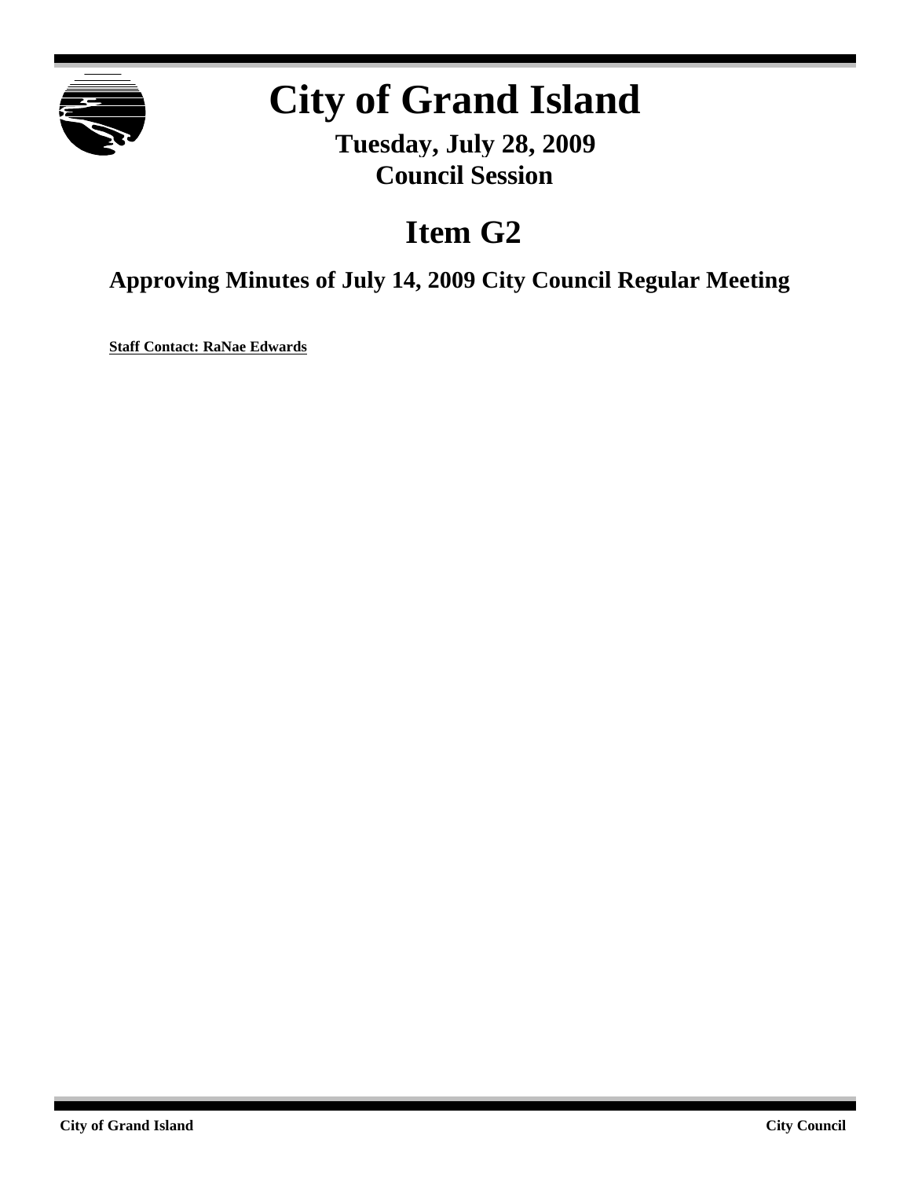# City of Grand Island

**Tuesday, July 28, 2009**
**Council Session**

## Item G2

### Approving Minutes of July 14, 2009 City Council Regular Meeting

**Staff Contact: RaNae Edwards**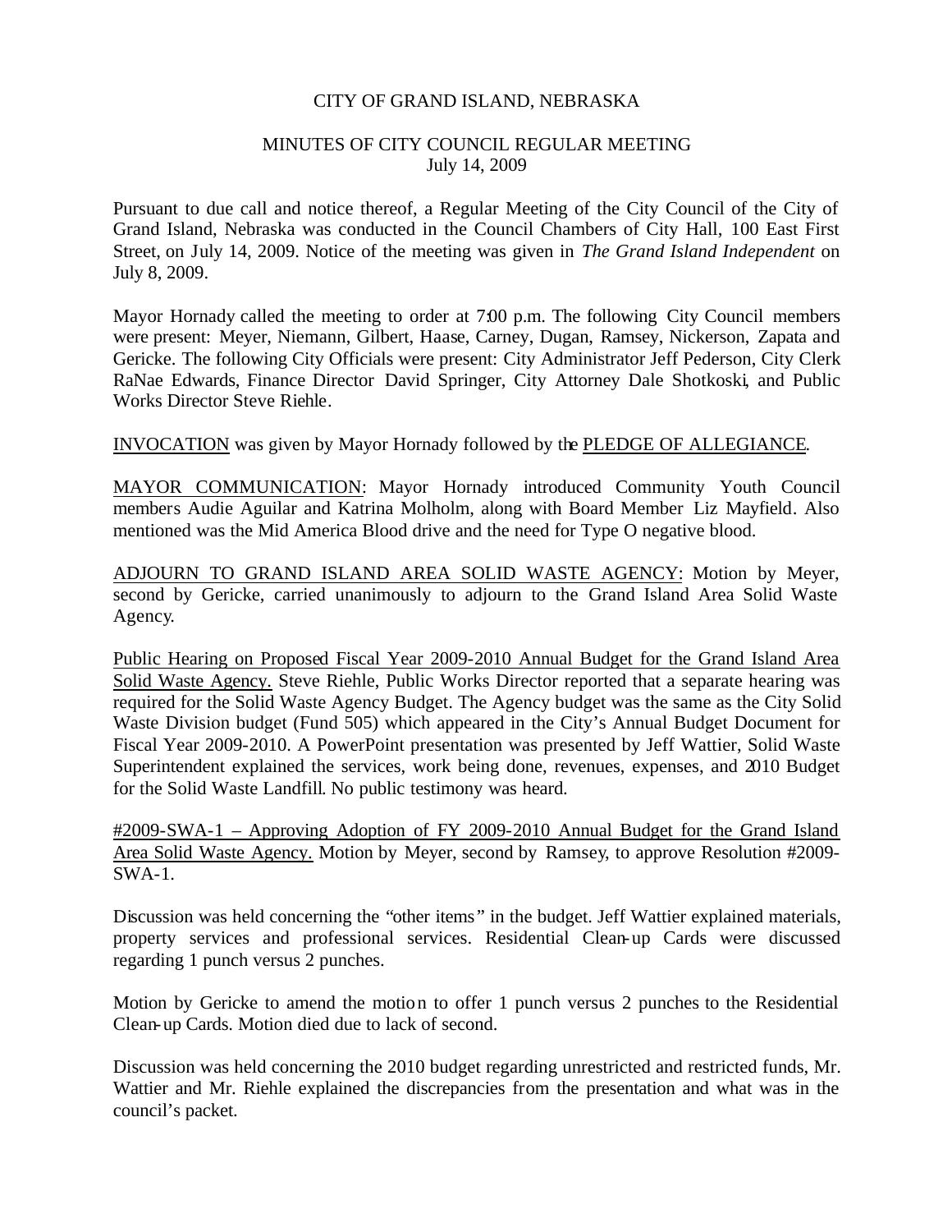CITY OF GRAND ISLAND, NEBRASKA

MINUTES OF CITY COUNCIL REGULAR MEETING
July 14, 2009

Pursuant to due call and notice thereof, a Regular Meeting of the City Council of the City of Grand Island, Nebraska was conducted in the Council Chambers of City Hall, 100 East First Street, on July 14, 2009. Notice of the meeting was given in *The Grand Island Independent* on July 8, 2009.

Mayor Hornady called the meeting to order at 7:00 p.m. The following City Council members were present: Meyer, Niemann, Gilbert, Haase, Carney, Dugan, Ramsey, Nickerson, Zapata and Gericke. The following City Officials were present: City Administrator Jeff Pederson, City Clerk RaNae Edwards, Finance Director David Springer, City Attorney Dale Shotkoski, and Public Works Director Steve Riehle.

INVOCATION was given by Mayor Hornady followed by the PLEDGE OF ALLEGIANCE.

MAYOR COMMUNICATION: Mayor Hornady introduced Community Youth Council members Audie Aguilar and Katrina Molholm, along with Board Member Liz Mayfield. Also mentioned was the Mid America Blood drive and the need for Type O negative blood.

ADJOURN TO GRAND ISLAND AREA SOLID WASTE AGENCY: Motion by Meyer, second by Gericke, carried unanimously to adjourn to the Grand Island Area Solid Waste Agency.

Public Hearing on Proposed Fiscal Year 2009-2010 Annual Budget for the Grand Island Area Solid Waste Agency. Steve Riehle, Public Works Director reported that a separate hearing was required for the Solid Waste Agency Budget. The Agency budget was the same as the City Solid Waste Division budget (Fund 505) which appeared in the City's Annual Budget Document for Fiscal Year 2009-2010. A PowerPoint presentation was presented by Jeff Wattier, Solid Waste Superintendent explained the services, work being done, revenues, expenses, and 2010 Budget for the Solid Waste Landfill. No public testimony was heard.

#2009-SWA-1 – Approving Adoption of FY 2009-2010 Annual Budget for the Grand Island Area Solid Waste Agency. Motion by Meyer, second by Ramsey, to approve Resolution #2009-SWA-1.

Discussion was held concerning the "other items" in the budget. Jeff Wattier explained materials, property services and professional services. Residential Clean-up Cards were discussed regarding 1 punch versus 2 punches.

Motion by Gericke to amend the motion to offer 1 punch versus 2 punches to the Residential Clean-up Cards. Motion died due to lack of second.

Discussion was held concerning the 2010 budget regarding unrestricted and restricted funds, Mr. Wattier and Mr. Riehle explained the discrepancies from the presentation and what was in the council's packet.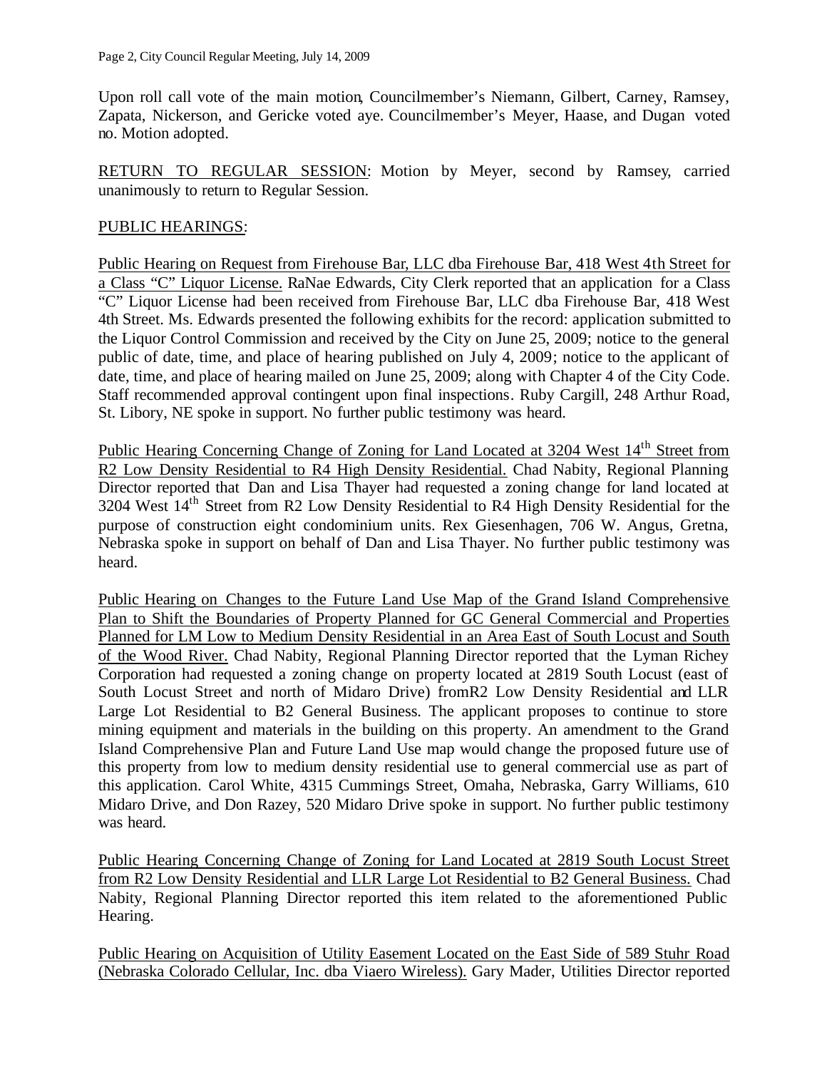Upon roll call vote of the main motion, Councilmember's Niemann, Gilbert, Carney, Ramsey, Zapata, Nickerson, and Gericke voted aye. Councilmember's Meyer, Haase, and Dugan voted no. Motion adopted.

RETURN TO REGULAR SESSION: Motion by Meyer, second by Ramsey, carried unanimously to return to Regular Session.

PUBLIC HEARINGS:

Public Hearing on Request from Firehouse Bar, LLC dba Firehouse Bar, 418 West 4th Street for a Class "C" Liquor License. RaNae Edwards, City Clerk reported that an application for a Class "C" Liquor License had been received from Firehouse Bar, LLC dba Firehouse Bar, 418 West 4th Street. Ms. Edwards presented the following exhibits for the record: application submitted to the Liquor Control Commission and received by the City on June 25, 2009; notice to the general public of date, time, and place of hearing published on July 4, 2009; notice to the applicant of date, time, and place of hearing mailed on June 25, 2009; along with Chapter 4 of the City Code. Staff recommended approval contingent upon final inspections. Ruby Cargill, 248 Arthur Road, St. Libory, NE spoke in support. No further public testimony was heard.

Public Hearing Concerning Change of Zoning for Land Located at 3204 West 14th Street from R2 Low Density Residential to R4 High Density Residential. Chad Nabity, Regional Planning Director reported that Dan and Lisa Thayer had requested a zoning change for land located at 3204 West 14th Street from R2 Low Density Residential to R4 High Density Residential for the purpose of construction eight condominium units. Rex Giesenhagen, 706 W. Angus, Gretna, Nebraska spoke in support on behalf of Dan and Lisa Thayer. No further public testimony was heard.

Public Hearing on Changes to the Future Land Use Map of the Grand Island Comprehensive Plan to Shift the Boundaries of Property Planned for GC General Commercial and Properties Planned for LM Low to Medium Density Residential in an Area East of South Locust and South of the Wood River. Chad Nabity, Regional Planning Director reported that the Lyman Richey Corporation had requested a zoning change on property located at 2819 South Locust (east of South Locust Street and north of Midaro Drive) fromR2 Low Density Residential and LLR Large Lot Residential to B2 General Business. The applicant proposes to continue to store mining equipment and materials in the building on this property. An amendment to the Grand Island Comprehensive Plan and Future Land Use map would change the proposed future use of this property from low to medium density residential use to general commercial use as part of this application. Carol White, 4315 Cummings Street, Omaha, Nebraska, Garry Williams, 610 Midaro Drive, and Don Razey, 520 Midaro Drive spoke in support. No further public testimony was heard.

Public Hearing Concerning Change of Zoning for Land Located at 2819 South Locust Street from R2 Low Density Residential and LLR Large Lot Residential to B2 General Business. Chad Nabity, Regional Planning Director reported this item related to the aforementioned Public Hearing.

Public Hearing on Acquisition of Utility Easement Located on the East Side of 589 Stuhr Road (Nebraska Colorado Cellular, Inc. dba Viaero Wireless). Gary Mader, Utilities Director reported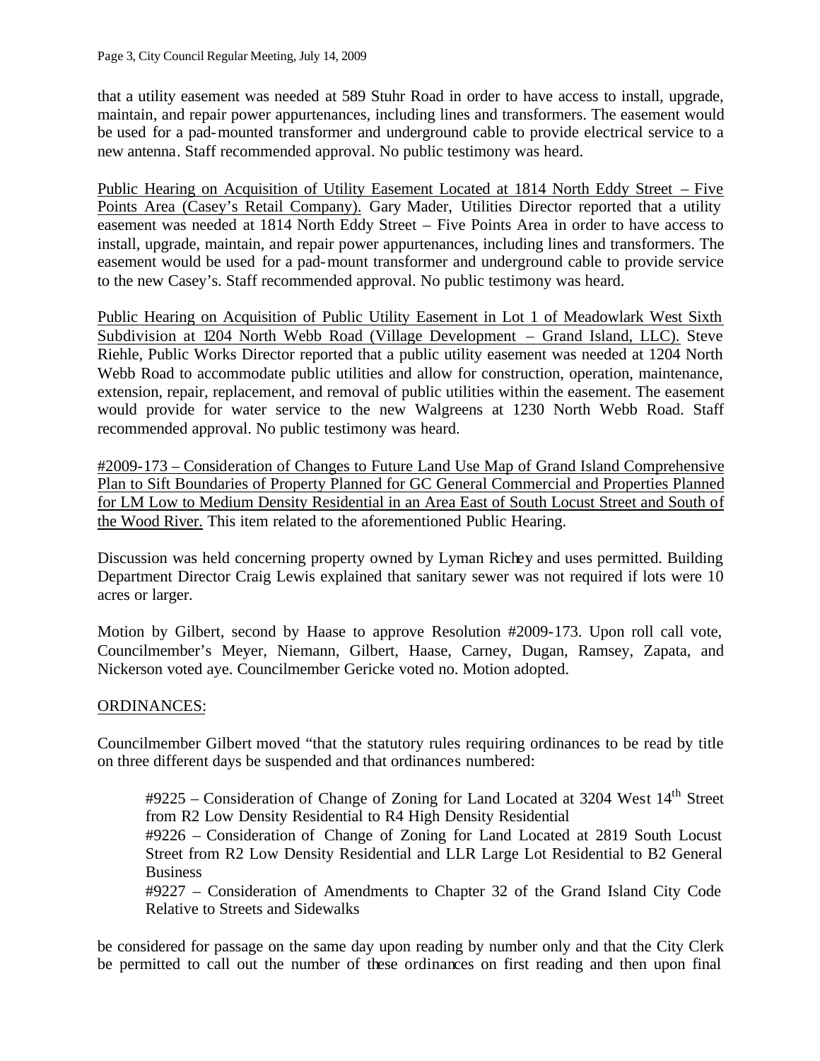that a utility easement was needed at 589 Stuhr Road in order to have access to install, upgrade, maintain, and repair power appurtenances, including lines and transformers. The easement would be used for a pad-mounted transformer and underground cable to provide electrical service to a new antenna. Staff recommended approval. No public testimony was heard.

Public Hearing on Acquisition of Utility Easement Located at 1814 North Eddy Street – Five Points Area (Casey's Retail Company). Gary Mader, Utilities Director reported that a utility easement was needed at 1814 North Eddy Street – Five Points Area in order to have access to install, upgrade, maintain, and repair power appurtenances, including lines and transformers. The easement would be used for a pad-mount transformer and underground cable to provide service to the new Casey's. Staff recommended approval. No public testimony was heard.

Public Hearing on Acquisition of Public Utility Easement in Lot 1 of Meadowlark West Sixth Subdivision at 1204 North Webb Road (Village Development – Grand Island, LLC). Steve Riehle, Public Works Director reported that a public utility easement was needed at 1204 North Webb Road to accommodate public utilities and allow for construction, operation, maintenance, extension, repair, replacement, and removal of public utilities within the easement. The easement would provide for water service to the new Walgreens at 1230 North Webb Road. Staff recommended approval. No public testimony was heard.

#2009-173 – Consideration of Changes to Future Land Use Map of Grand Island Comprehensive Plan to Sift Boundaries of Property Planned for GC General Commercial and Properties Planned for LM Low to Medium Density Residential in an Area East of South Locust Street and South of the Wood River. This item related to the aforementioned Public Hearing.

Discussion was held concerning property owned by Lyman Richey and uses permitted. Building Department Director Craig Lewis explained that sanitary sewer was not required if lots were 10 acres or larger.

Motion by Gilbert, second by Haase to approve Resolution #2009-173. Upon roll call vote, Councilmember's Meyer, Niemann, Gilbert, Haase, Carney, Dugan, Ramsey, Zapata, and Nickerson voted aye. Councilmember Gericke voted no. Motion adopted.

ORDINANCES:

Councilmember Gilbert moved "that the statutory rules requiring ordinances to be read by title on three different days be suspended and that ordinances numbered:

> #9225 – Consideration of Change of Zoning for Land Located at 3204 West 14th Street from R2 Low Density Residential to R4 High Density Residential
> #9226 – Consideration of Change of Zoning for Land Located at 2819 South Locust Street from R2 Low Density Residential and LLR Large Lot Residential to B2 General Business
> #9227 – Consideration of Amendments to Chapter 32 of the Grand Island City Code Relative to Streets and Sidewalks

be considered for passage on the same day upon reading by number only and that the City Clerk be permitted to call out the number of these ordinances on first reading and then upon final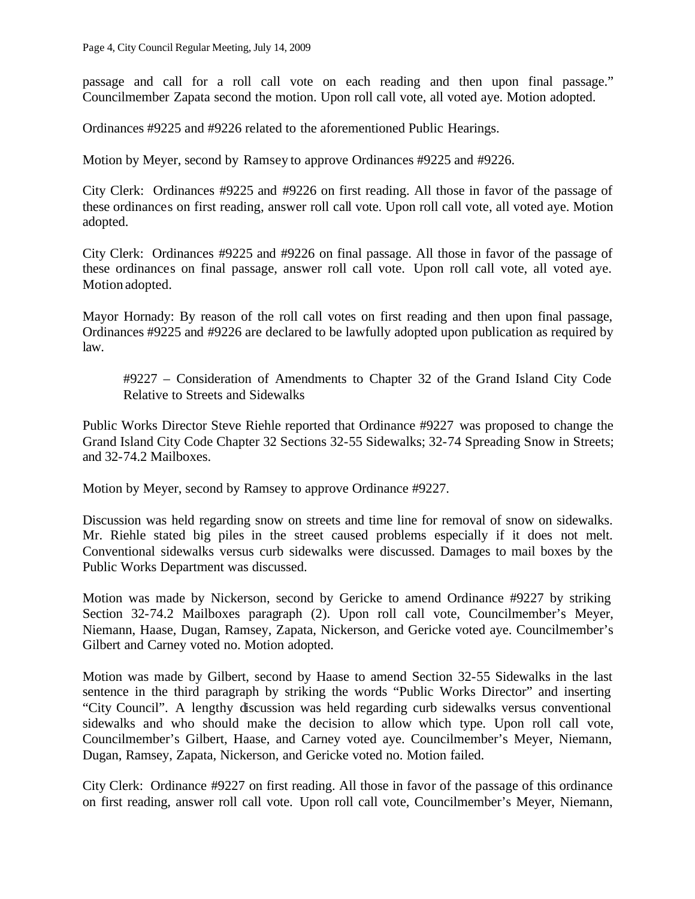passage and call for a roll call vote on each reading and then upon final passage." Councilmember Zapata second the motion. Upon roll call vote, all voted aye. Motion adopted.

Ordinances #9225 and #9226 related to the aforementioned Public Hearings.

Motion by Meyer, second by Ramsey to approve Ordinances #9225 and #9226.

City Clerk: Ordinances #9225 and #9226 on first reading. All those in favor of the passage of these ordinances on first reading, answer roll call vote. Upon roll call vote, all voted aye. Motion adopted.

City Clerk: Ordinances #9225 and #9226 on final passage. All those in favor of the passage of these ordinances on final passage, answer roll call vote. Upon roll call vote, all voted aye. Motion adopted.

Mayor Hornady: By reason of the roll call votes on first reading and then upon final passage, Ordinances #9225 and #9226 are declared to be lawfully adopted upon publication as required by law.

> #9227 – Consideration of Amendments to Chapter 32 of the Grand Island City Code Relative to Streets and Sidewalks

Public Works Director Steve Riehle reported that Ordinance #9227 was proposed to change the Grand Island City Code Chapter 32 Sections 32-55 Sidewalks; 32-74 Spreading Snow in Streets; and 32-74.2 Mailboxes.

Motion by Meyer, second by Ramsey to approve Ordinance #9227.

Discussion was held regarding snow on streets and time line for removal of snow on sidewalks. Mr. Riehle stated big piles in the street caused problems especially if it does not melt. Conventional sidewalks versus curb sidewalks were discussed. Damages to mail boxes by the Public Works Department was discussed.

Motion was made by Nickerson, second by Gericke to amend Ordinance #9227 by striking Section 32-74.2 Mailboxes paragraph (2). Upon roll call vote, Councilmember's Meyer, Niemann, Haase, Dugan, Ramsey, Zapata, Nickerson, and Gericke voted aye. Councilmember's Gilbert and Carney voted no. Motion adopted.

Motion was made by Gilbert, second by Haase to amend Section 32-55 Sidewalks in the last sentence in the third paragraph by striking the words "Public Works Director" and inserting "City Council". A lengthy discussion was held regarding curb sidewalks versus conventional sidewalks and who should make the decision to allow which type. Upon roll call vote, Councilmember's Gilbert, Haase, and Carney voted aye. Councilmember's Meyer, Niemann, Dugan, Ramsey, Zapata, Nickerson, and Gericke voted no. Motion failed.

City Clerk: Ordinance #9227 on first reading. All those in favor of the passage of this ordinance on first reading, answer roll call vote. Upon roll call vote, Councilmember's Meyer, Niemann,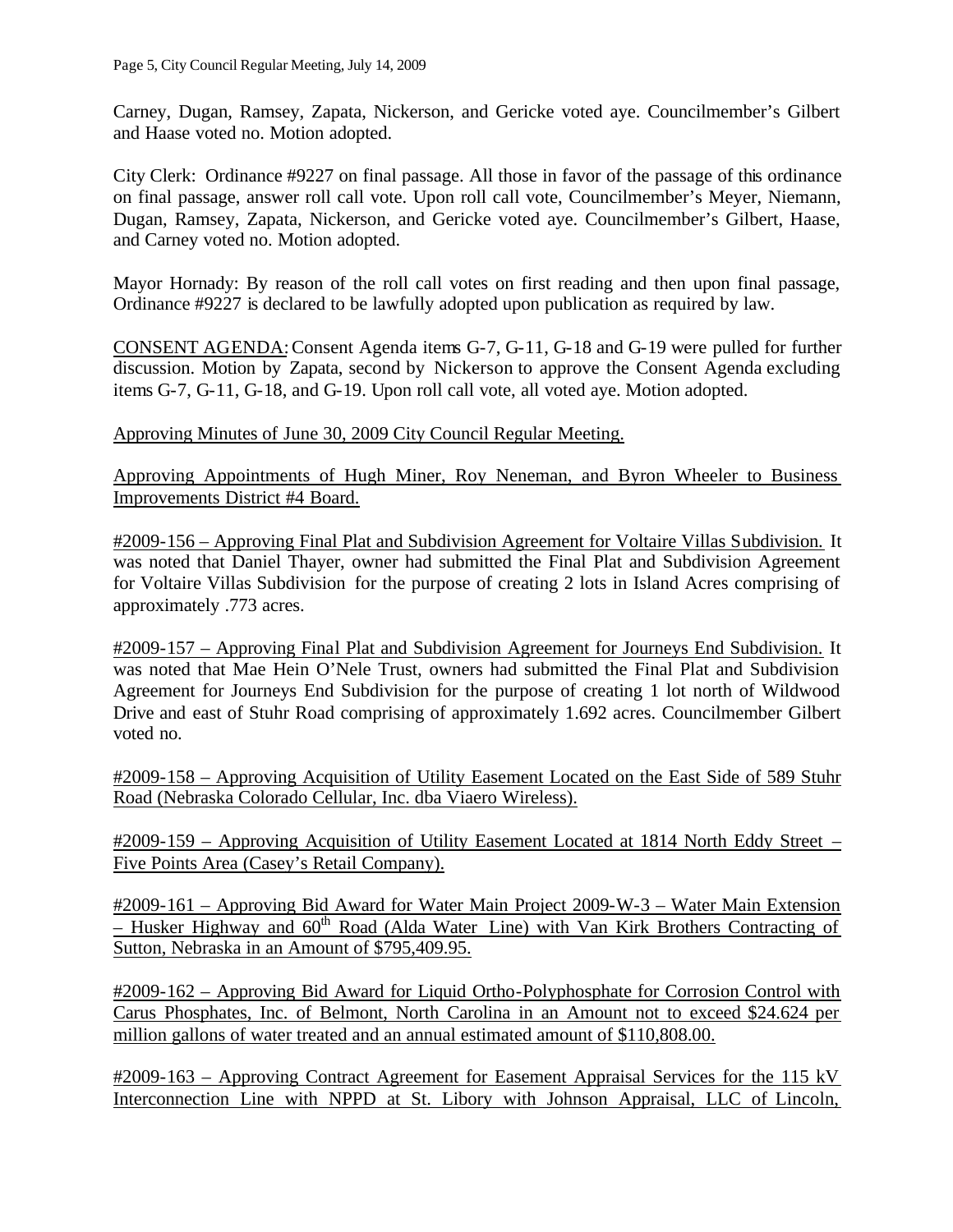Carney, Dugan, Ramsey, Zapata, Nickerson, and Gericke voted aye. Councilmember's Gilbert and Haase voted no. Motion adopted.

City Clerk: Ordinance #9227 on final passage. All those in favor of the passage of this ordinance on final passage, answer roll call vote. Upon roll call vote, Councilmember's Meyer, Niemann, Dugan, Ramsey, Zapata, Nickerson, and Gericke voted aye. Councilmember's Gilbert, Haase, and Carney voted no. Motion adopted.

Mayor Hornady: By reason of the roll call votes on first reading and then upon final passage, Ordinance #9227 is declared to be lawfully adopted upon publication as required by law.

CONSENT AGENDA: Consent Agenda items G-7, G-11, G-18 and G-19 were pulled for further discussion. Motion by Zapata, second by Nickerson to approve the Consent Agenda excluding items G-7, G-11, G-18, and G-19. Upon roll call vote, all voted aye. Motion adopted.

Approving Minutes of June 30, 2009 City Council Regular Meeting.

Approving Appointments of Hugh Miner, Roy Neneman, and Byron Wheeler to Business Improvements District #4 Board.

#2009-156 – Approving Final Plat and Subdivision Agreement for Voltaire Villas Subdivision. It was noted that Daniel Thayer, owner had submitted the Final Plat and Subdivision Agreement for Voltaire Villas Subdivision for the purpose of creating 2 lots in Island Acres comprising of approximately .773 acres.

#2009-157 – Approving Final Plat and Subdivision Agreement for Journeys End Subdivision. It was noted that Mae Hein O'Nele Trust, owners had submitted the Final Plat and Subdivision Agreement for Journeys End Subdivision for the purpose of creating 1 lot north of Wildwood Drive and east of Stuhr Road comprising of approximately 1.692 acres. Councilmember Gilbert voted no.

#2009-158 – Approving Acquisition of Utility Easement Located on the East Side of 589 Stuhr Road (Nebraska Colorado Cellular, Inc. dba Viaero Wireless).

#2009-159 – Approving Acquisition of Utility Easement Located at 1814 North Eddy Street – Five Points Area (Casey's Retail Company).

#2009-161 – Approving Bid Award for Water Main Project 2009-W-3 – Water Main Extension – Husker Highway and 60th Road (Alda Water Line) with Van Kirk Brothers Contracting of Sutton, Nebraska in an Amount of $795,409.95.

#2009-162 – Approving Bid Award for Liquid Ortho-Polyphosphate for Corrosion Control with Carus Phosphates, Inc. of Belmont, North Carolina in an Amount not to exceed $24.624 per million gallons of water treated and an annual estimated amount of $110,808.00.

#2009-163 – Approving Contract Agreement for Easement Appraisal Services for the 115 kV Interconnection Line with NPPD at St. Libory with Johnson Appraisal, LLC of Lincoln,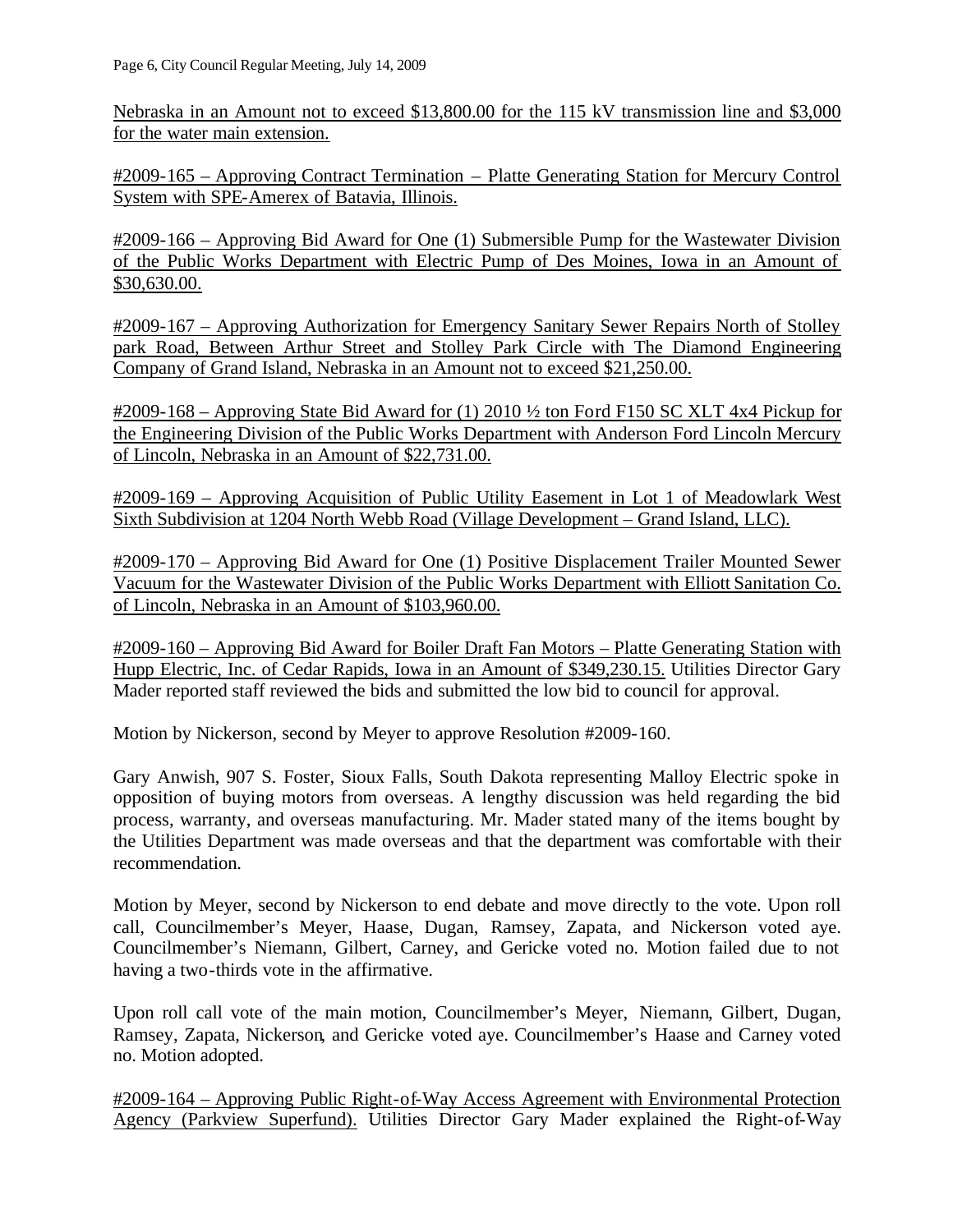Nebraska in an Amount not to exceed $13,800.00 for the 115 kV transmission line and $3,000 for the water main extension.

#2009-165 – Approving Contract Termination – Platte Generating Station for Mercury Control System with SPE-Amerex of Batavia, Illinois.

#2009-166 – Approving Bid Award for One (1) Submersible Pump for the Wastewater Division of the Public Works Department with Electric Pump of Des Moines, Iowa in an Amount of $30,630.00.

#2009-167 – Approving Authorization for Emergency Sanitary Sewer Repairs North of Stolley park Road, Between Arthur Street and Stolley Park Circle with The Diamond Engineering Company of Grand Island, Nebraska in an Amount not to exceed $21,250.00.

#2009-168 – Approving State Bid Award for (1) 2010 ½ ton Ford F150 SC XLT 4x4 Pickup for the Engineering Division of the Public Works Department with Anderson Ford Lincoln Mercury of Lincoln, Nebraska in an Amount of $22,731.00.

#2009-169 – Approving Acquisition of Public Utility Easement in Lot 1 of Meadowlark West Sixth Subdivision at 1204 North Webb Road (Village Development – Grand Island, LLC).

#2009-170 – Approving Bid Award for One (1) Positive Displacement Trailer Mounted Sewer Vacuum for the Wastewater Division of the Public Works Department with Elliott Sanitation Co. of Lincoln, Nebraska in an Amount of $103,960.00.

#2009-160 – Approving Bid Award for Boiler Draft Fan Motors – Platte Generating Station with Hupp Electric, Inc. of Cedar Rapids, Iowa in an Amount of $349,230.15. Utilities Director Gary Mader reported staff reviewed the bids and submitted the low bid to council for approval.

Motion by Nickerson, second by Meyer to approve Resolution #2009-160.

Gary Anwish, 907 S. Foster, Sioux Falls, South Dakota representing Malloy Electric spoke in opposition of buying motors from overseas. A lengthy discussion was held regarding the bid process, warranty, and overseas manufacturing. Mr. Mader stated many of the items bought by the Utilities Department was made overseas and that the department was comfortable with their recommendation.

Motion by Meyer, second by Nickerson to end debate and move directly to the vote. Upon roll call, Councilmember's Meyer, Haase, Dugan, Ramsey, Zapata, and Nickerson voted aye. Councilmember's Niemann, Gilbert, Carney, and Gericke voted no. Motion failed due to not having a two-thirds vote in the affirmative.

Upon roll call vote of the main motion, Councilmember's Meyer, Niemann, Gilbert, Dugan, Ramsey, Zapata, Nickerson, and Gericke voted aye. Councilmember's Haase and Carney voted no. Motion adopted.

#2009-164 – Approving Public Right-of-Way Access Agreement with Environmental Protection Agency (Parkview Superfund). Utilities Director Gary Mader explained the Right-of-Way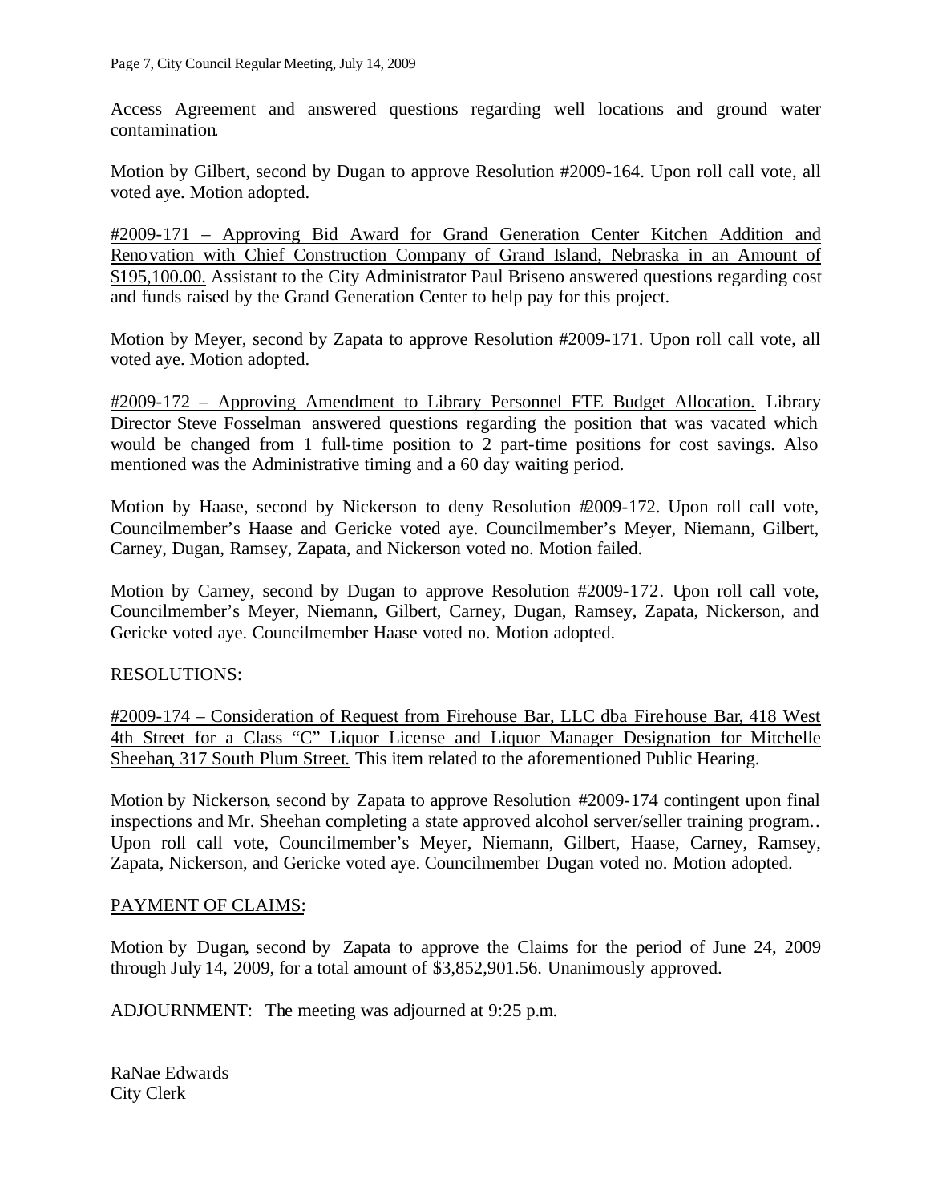Access Agreement and answered questions regarding well locations and ground water contamination.

Motion by Gilbert, second by Dugan to approve Resolution #2009-164. Upon roll call vote, all voted aye. Motion adopted.

<u>#2009-171 – Approving Bid Award for Grand Generation Center Kitchen Addition and Renovation with Chief Construction Company of Grand Island, Nebraska in an Amount of $195,100.00.</u> Assistant to the City Administrator Paul Briseno answered questions regarding cost and funds raised by the Grand Generation Center to help pay for this project.

Motion by Meyer, second by Zapata to approve Resolution #2009-171. Upon roll call vote, all voted aye. Motion adopted.

<u>#2009-172 – Approving Amendment to Library Personnel FTE Budget Allocation.</u> Library Director Steve Fosselman answered questions regarding the position that was vacated which would be changed from 1 full-time position to 2 part-time positions for cost savings. Also mentioned was the Administrative timing and a 60 day waiting period.

Motion by Haase, second by Nickerson to deny Resolution #2009-172. Upon roll call vote, Councilmember's Haase and Gericke voted aye. Councilmember's Meyer, Niemann, Gilbert, Carney, Dugan, Ramsey, Zapata, and Nickerson voted no. Motion failed.

Motion by Carney, second by Dugan to approve Resolution #2009-172. Upon roll call vote, Councilmember's Meyer, Niemann, Gilbert, Carney, Dugan, Ramsey, Zapata, Nickerson, and Gericke voted aye. Councilmember Haase voted no. Motion adopted.

<u>RESOLUTIONS</u>:

<u>#2009-174 – Consideration of Request from Firehouse Bar, LLC dba Firehouse Bar, 418 West 4th Street for a Class "C" Liquor License and Liquor Manager Designation for Mitchelle Sheehan, 317 South Plum Street.</u> This item related to the aforementioned Public Hearing.

Motion by Nickerson, second by Zapata to approve Resolution #2009-174 contingent upon final inspections and Mr. Sheehan completing a state approved alcohol server/seller training program.. Upon roll call vote, Councilmember's Meyer, Niemann, Gilbert, Haase, Carney, Ramsey, Zapata, Nickerson, and Gericke voted aye. Councilmember Dugan voted no. Motion adopted.

<u>PAYMENT OF CLAIMS</u>:

Motion by Dugan, second by Zapata to approve the Claims for the period of June 24, 2009 through July 14, 2009, for a total amount of $3,852,901.56. Unanimously approved.

<u>ADJOURNMENT</u>: The meeting was adjourned at 9:25 p.m.

RaNae Edwards
City Clerk